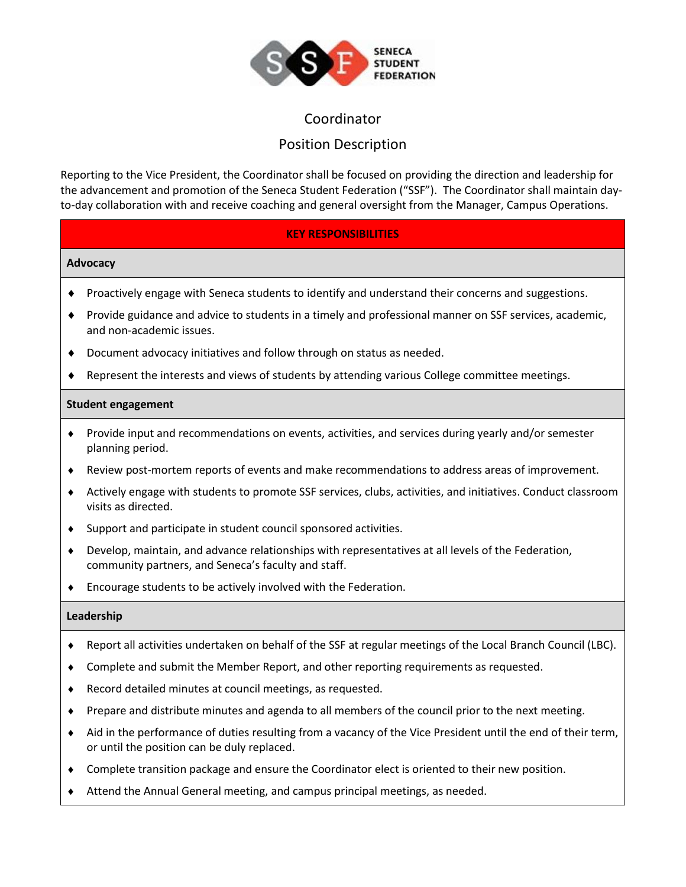SENECA STUDENT FEDERATION

# Coordinator

## Position Description

Reporting to the Vice President, the Coordinator shall be focused on providing the direction and leadership for the advancement and promotion of the Seneca Student Federation ("SSF"). The Coordinator shall maintain day-to-day collaboration with and receive coaching and general oversight from the Manager, Campus Operations.

## KEY RESPONSIBILITIES

### Advocacy

- Proactively engage with Seneca students to identify and understand their concerns and suggestions.
- Provide guidance and advice to students in a timely and professional manner on SSF services, academic, and non-academic issues.
- Document advocacy initiatives and follow through on status as needed.
- Represent the interests and views of students by attending various College committee meetings.

### Student engagement

- Provide input and recommendations on events, activities, and services during yearly and/or semester planning period.
- Review post-mortem reports of events and make recommendations to address areas of improvement.
- Actively engage with students to promote SSF services, clubs, activities, and initiatives. Conduct classroom visits as directed.
- Support and participate in student council sponsored activities.
- Develop, maintain, and advance relationships with representatives at all levels of the Federation, community partners, and Seneca's faculty and staff.
- Encourage students to be actively involved with the Federation.

### Leadership

- Report all activities undertaken on behalf of the SSF at regular meetings of the Local Branch Council (LBC).
- Complete and submit the Member Report, and other reporting requirements as requested.
- Record detailed minutes at council meetings, as requested.
- Prepare and distribute minutes and agenda to all members of the council prior to the next meeting.
- Aid in the performance of duties resulting from a vacancy of the Vice President until the end of their term, or until the position can be duly replaced.
- Complete transition package and ensure the Coordinator elect is oriented to their new position.
- Attend the Annual General meeting, and campus principal meetings, as needed.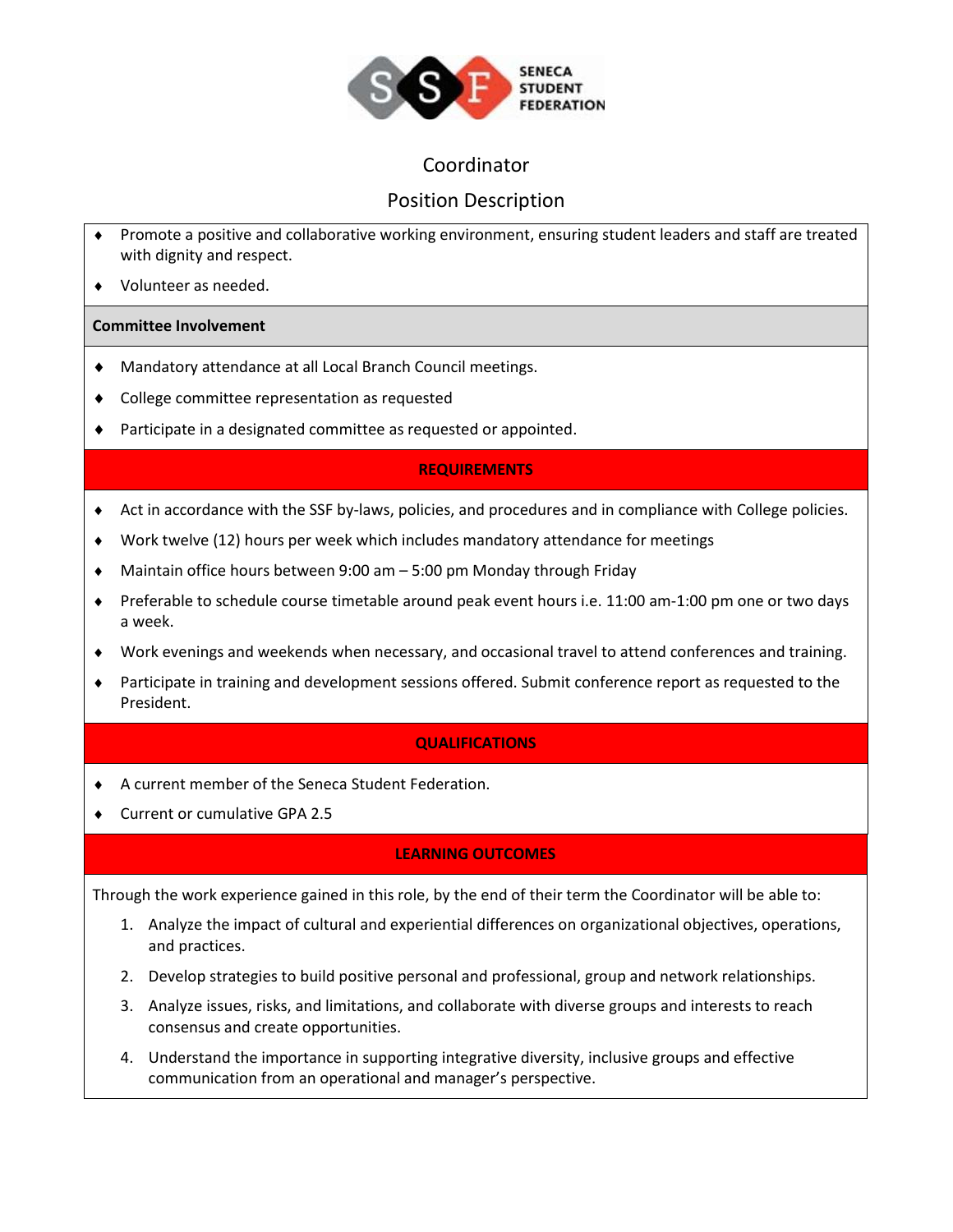Coordinator

Position Description

- Promote a positive and collaborative working environment, ensuring student leaders and staff are treated with dignity and respect.
- Volunteer as needed.

**Committee Involvement**

- Mandatory attendance at all Local Branch Council meetings.
- College committee representation as requested
- Participate in a designated committee as requested or appointed.

## REQUIREMENTS

- Act in accordance with the SSF by-laws, policies, and procedures and in compliance with College policies.
- Work twelve (12) hours per week which includes mandatory attendance for meetings
- Maintain office hours between 9:00 am – 5:00 pm Monday through Friday
- Preferable to schedule course timetable around peak event hours i.e. 11:00 am-1:00 pm one or two days a week.
- Work evenings and weekends when necessary, and occasional travel to attend conferences and training.
- Participate in training and development sessions offered. Submit conference report as requested to the President.

## QUALIFICATIONS

- A current member of the Seneca Student Federation.
- Current or cumulative GPA 2.5

## LEARNING OUTCOMES

Through the work experience gained in this role, by the end of their term the Coordinator will be able to:

1. Analyze the impact of cultural and experiential differences on organizational objectives, operations, and practices.
2. Develop strategies to build positive personal and professional, group and network relationships.
3. Analyze issues, risks, and limitations, and collaborate with diverse groups and interests to reach consensus and create opportunities.
4. Understand the importance in supporting integrative diversity, inclusive groups and effective communication from an operational and manager's perspective.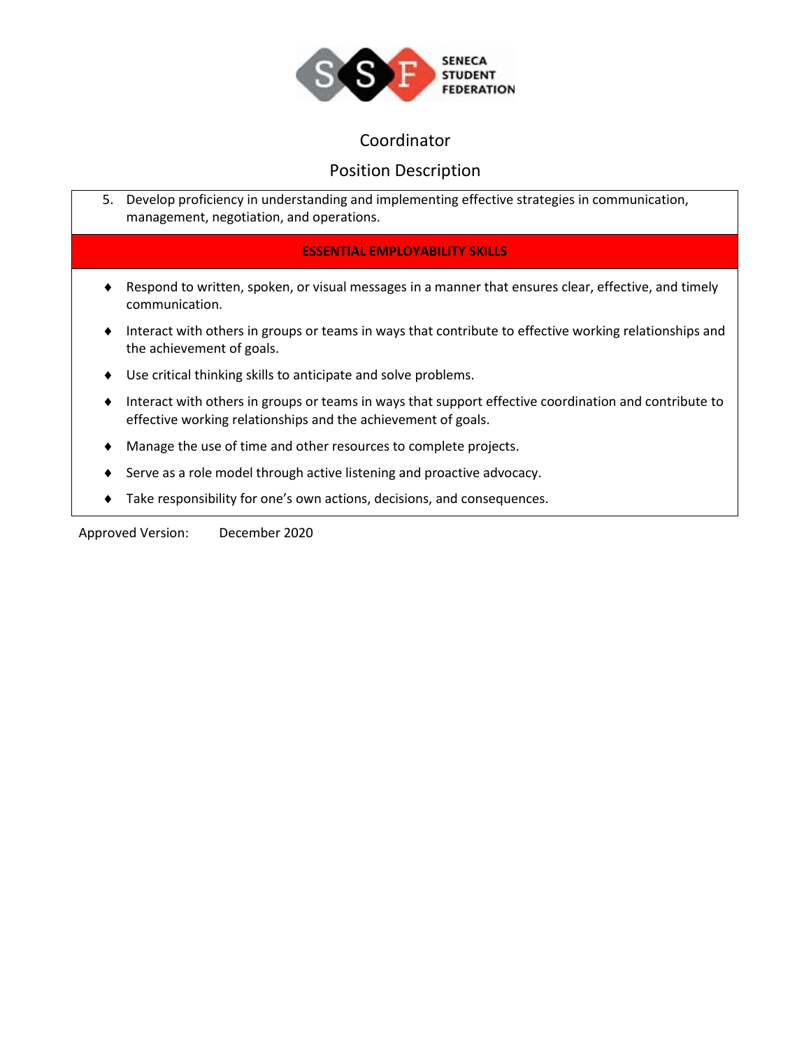5. Develop proficiency in understanding and implementing effective strategies in communication, management, negotiation, and operations.

## ESSENTIAL EMPLOYABILITY SKILLS

- Respond to written, spoken, or visual messages in a manner that ensures clear, effective, and timely communication.
- Interact with others in groups or teams in ways that contribute to effective working relationships and the achievement of goals.
- Use critical thinking skills to anticipate and solve problems.
- Interact with others in groups or teams in ways that support effective coordination and contribute to effective working relationships and the achievement of goals.
- Manage the use of time and other resources to complete projects.
- Serve as a role model through active listening and proactive advocacy.
- Take responsibility for one's own actions, decisions, and consequences.

Approved Version: December 2020